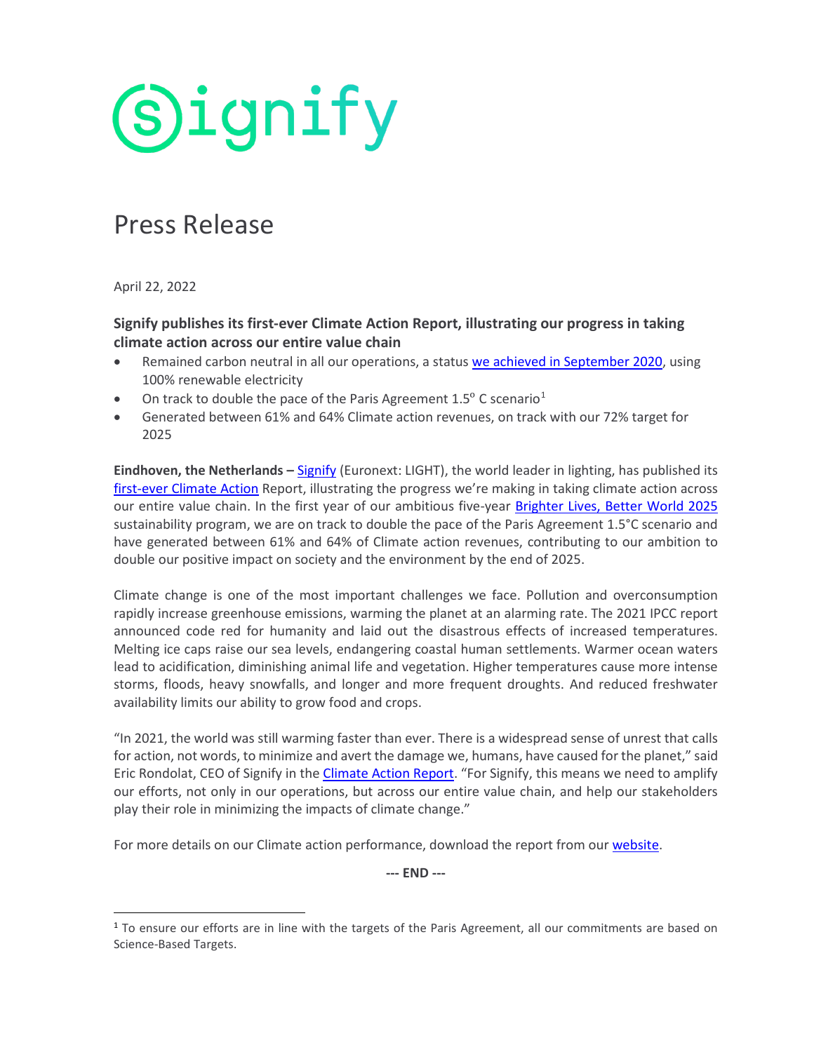signify

# Press Release

April 22, 2022

## Signify publishes its first-ever Climate Action Report, illustrating our progress in taking climate action across our entire value chain

- Remained carbon neutral in all our operations, a status we achieved in September 2020, using 100% renewable electricity
- On track to double the pace of the Paris Agreement 1.5° C scenario[1]
- Generated between 61% and 64% Climate action revenues, on track with our 72% target for 2025

**Eindhoven, the Netherlands –** Signify (Euronext: LIGHT), the world leader in lighting, has published its first-ever Climate Action Report, illustrating the progress we're making in taking climate action across our entire value chain. In the first year of our ambitious five-year Brighter Lives, Better World 2025 sustainability program, we are on track to double the pace of the Paris Agreement 1.5°C scenario and have generated between 61% and 64% of Climate action revenues, contributing to our ambition to double our positive impact on society and the environment by the end of 2025.

Climate change is one of the most important challenges we face. Pollution and overconsumption rapidly increase greenhouse emissions, warming the planet at an alarming rate. The 2021 IPCC report announced code red for humanity and laid out the disastrous effects of increased temperatures. Melting ice caps raise our sea levels, endangering coastal human settlements. Warmer ocean waters lead to acidification, diminishing animal life and vegetation. Higher temperatures cause more intense storms, floods, heavy snowfalls, and longer and more frequent droughts. And reduced freshwater availability limits our ability to grow food and crops.

"In 2021, the world was still warming faster than ever. There is a widespread sense of unrest that calls for action, not words, to minimize and avert the damage we, humans, have caused for the planet," said Eric Rondolat, CEO of Signify in the Climate Action Report. "For Signify, this means we need to amplify our efforts, not only in our operations, but across our entire value chain, and help our stakeholders play their role in minimizing the impacts of climate change."

For more details on our Climate action performance, download the report from our website.

**--- END ---**

[1] To ensure our efforts are in line with the targets of the Paris Agreement, all our commitments are based on Science-Based Targets.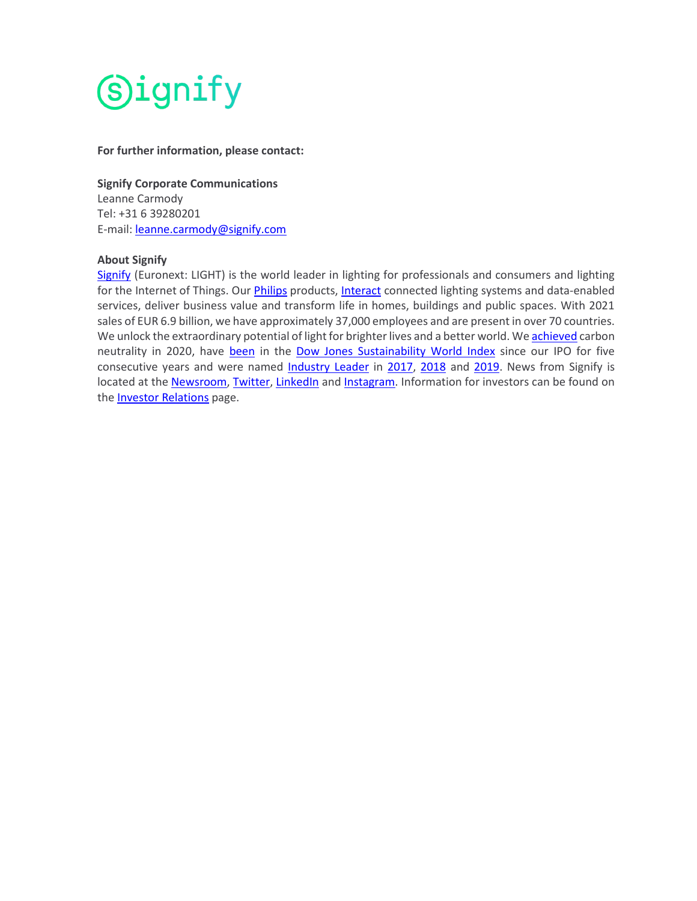**For further information, please contact:**

**Signify Corporate Communications**
Leanne Carmody
Tel: +31 6 39280201
E-mail: leanne.carmody@signify.com

**About Signify**
Signify (Euronext: LIGHT) is the world leader in lighting for professionals and consumers and lighting for the Internet of Things. Our Philips products, Interact connected lighting systems and data-enabled services, deliver business value and transform life in homes, buildings and public spaces. With 2021 sales of EUR 6.9 billion, we have approximately 37,000 employees and are present in over 70 countries. We unlock the extraordinary potential of light for brighter lives and a better world. We achieved carbon neutrality in 2020, have been in the Dow Jones Sustainability World Index since our IPO for five consecutive years and were named Industry Leader in 2017, 2018 and 2019. News from Signify is located at the Newsroom, Twitter, LinkedIn and Instagram. Information for investors can be found on the Investor Relations page.